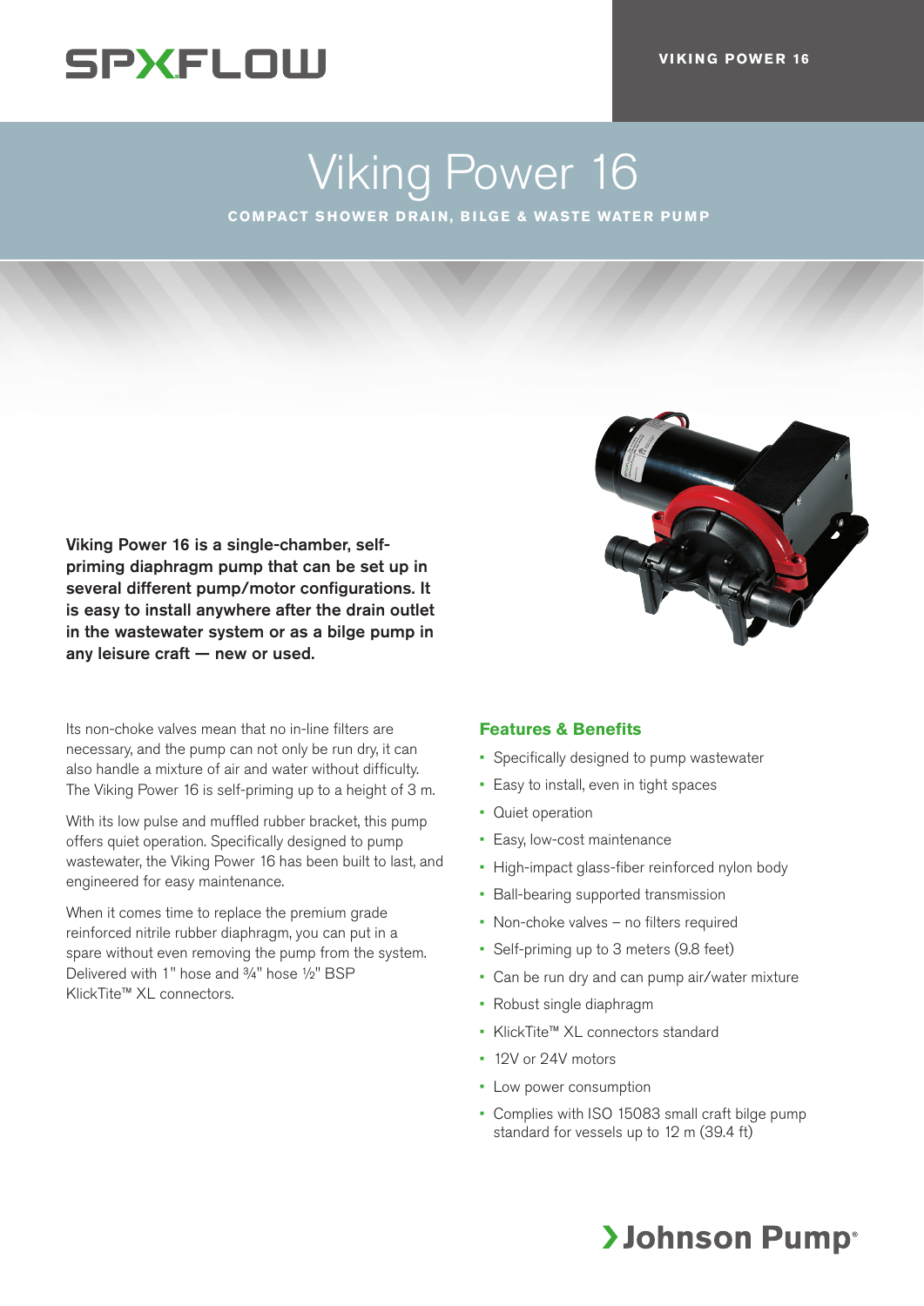# Viking Power 16

**COMPACT SHOWER DRAIN, BILGE & WASTE WATER PUMP**

**Viking Power 16 is a single-chamber, self-priming diaphragm pump that can be set up in several different pump/motor configurations. It is easy to install anywhere after the drain outlet in the wastewater system or as a bilge pump in any leisure craft — new or used.**

Its non-choke valves mean that no in-line filters are necessary, and the pump can not only be run dry, it can also handle a mixture of air and water without difficulty. The Viking Power 16 is self-priming up to a height of 3 m.

With its low pulse and muffled rubber bracket, this pump offers quiet operation. Specifically designed to pump wastewater, the Viking Power 16 has been built to last, and engineered for easy maintenance.

When it comes time to replace the premium grade reinforced nitrile rubber diaphragm, you can put in a spare without even removing the pump from the system. Delivered with 1" hose and ¾" hose ½" BSP KlickTite™ XL connectors.

## Features & Benefits

- Specifically designed to pump wastewater
- Easy to install, even in tight spaces
- Quiet operation
- Easy, low-cost maintenance
- High-impact glass-fiber reinforced nylon body
- Ball-bearing supported transmission
- Non-choke valves – no filters required
- Self-priming up to 3 meters (9.8 feet)
- Can be run dry and can pump air/water mixture
- Robust single diaphragm
- KlickTite™ XL connectors standard
- 12V or 24V motors
- Low power consumption
- Complies with ISO 15083 small craft bilge pump standard for vessels up to 12 m (39.4 ft)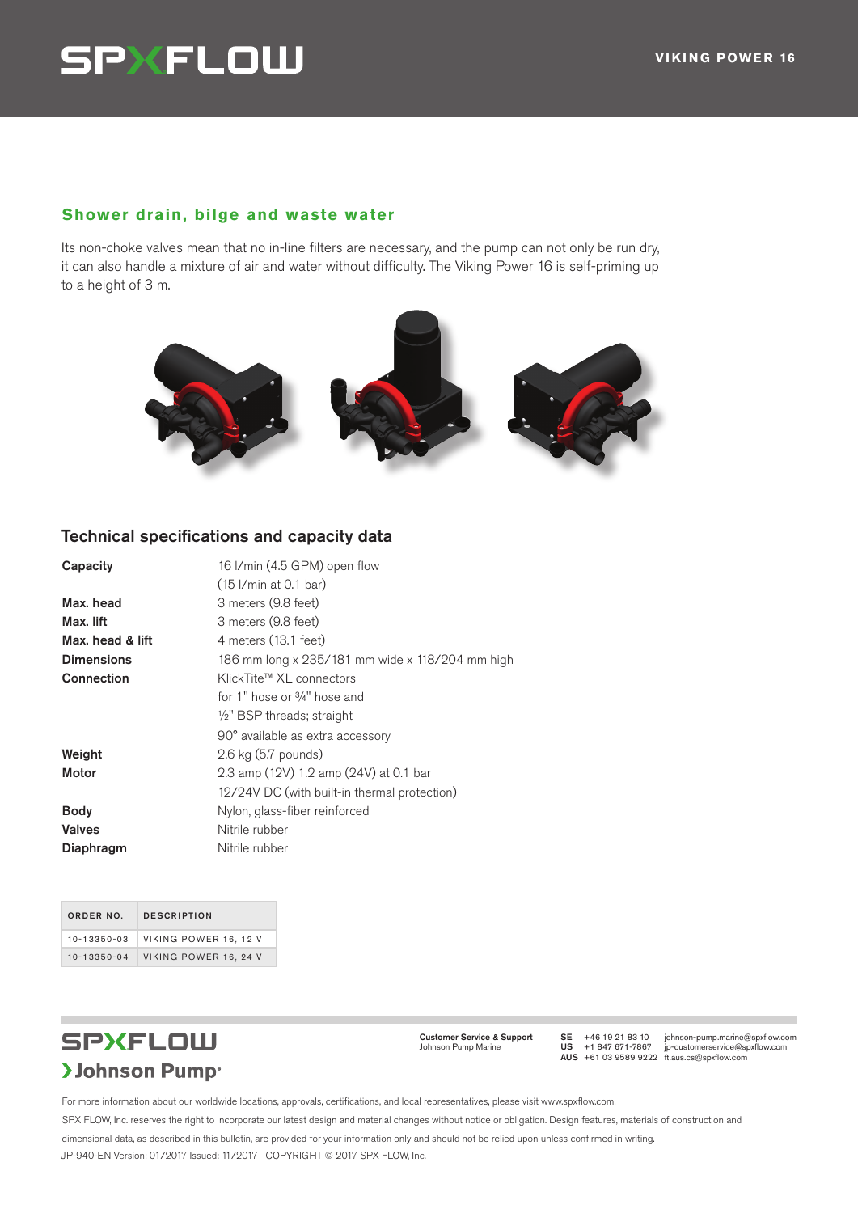## Shower drain, bilge and waste water

Its non-choke valves mean that no in-line filters are necessary, and the pump can not only be run dry, it can also handle a mixture of air and water without difficulty. The Viking Power 16 is self-priming up to a height of 3 m.

### Technical specifications and capacity data

| | |
|---|---|
| **Capacity** | 16 l/min (4.5 GPM) open flow<br>(15 l/min at 0.1 bar) |
| **Max. head** | 3 meters (9.8 feet) |
| **Max. lift** | 3 meters (9.8 feet) |
| **Max. head & lift** | 4 meters (13.1 feet) |
| **Dimensions** | 186 mm long x 235/181 mm wide x 118/204 mm high |
| **Connection** | KlickTite™ XL connectors<br>for 1" hose or ¾" hose and<br>½" BSP threads; straight<br>90° available as extra accessory |
| **Weight** | 2.6 kg (5.7 pounds) |
| **Motor** | 2.3 amp (12V) 1.2 amp (24V) at 0.1 bar<br>12/24V DC (with built-in thermal protection) |
| **Body** | Nylon, glass-fiber reinforced |
| **Valves** | Nitrile rubber |
| **Diaphragm** | Nitrile rubber |

| ORDER NO. | DESCRIPTION |
|---|---|
| 10-13350-03 | VIKING POWER 16, 12 V |
| 10-13350-04 | VIKING POWER 16, 24 V |

SPXFLOW
Johnson Pump®

**Customer Service & Support**
Johnson Pump Marine

**SE** +46 19 21 83 10 johnson-pump.marine@spxflow.com
**US** +1 847 671-7867 jp-customerservice@spxflow.com
**AUS** +61 03 9589 9222 ft.aus.cs@spxflow.com

For more information about our worldwide locations, approvals, certifications, and local representatives, please visit www.spxflow.com.

SPX FLOW, Inc. reserves the right to incorporate our latest design and material changes without notice or obligation. Design features, materials of construction and dimensional data, as described in this bulletin, are provided for your information only and should not be relied upon unless confirmed in writing.

JP-940-EN Version: 01/2017 Issued: 11/2017 COPYRIGHT © 2017 SPX FLOW, Inc.